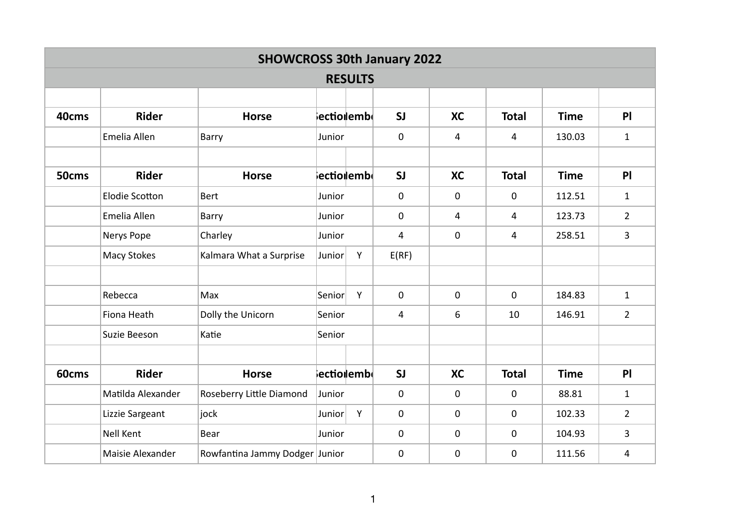# SHOWCROSS 30th January 2022

## RESULTS

| 40cms | Rider | Horse | Section | Member | SJ | XC | Total | Time | Pl |
|---|---|---|---|---|---|---|---|---|---|
| | Emelia Allen | Barry | Junior | | 0 | 4 | 4 | 130.03 | 1 |

| 50cms | Rider | Horse | Section | Member | SJ | XC | Total | Time | Pl |
|---|---|---|---|---|---|---|---|---|---|
| | Elodie Scotton | Bert | Junior | | 0 | 0 | 0 | 112.51 | 1 |
| | Emelia Allen | Barry | Junior | | 0 | 4 | 4 | 123.73 | 2 |
| | Nerys Pope | Charley | Junior | | 4 | 0 | 4 | 258.51 | 3 |
| | Macy Stokes | Kalmara What a Surprise | Junior | Y | E(RF) | | | | |
| | | | | | | | | | |
| | Rebecca | Max | Senior | Y | 0 | 0 | 0 | 184.83 | 1 |
| | Fiona Heath | Dolly the Unicorn | Senior | | 4 | 6 | 10 | 146.91 | 2 |
| | Suzie Beeson | Katie | Senior | | | | | | |

| 60cms | Rider | Horse | Section | Member | SJ | XC | Total | Time | Pl |
|---|---|---|---|---|---|---|---|---|---|
| | Matilda Alexander | Roseberry Little Diamond | Junior | | 0 | 0 | 0 | 88.81 | 1 |
| | Lizzie Sargeant | jock | Junior | Y | 0 | 0 | 0 | 102.33 | 2 |
| | Nell Kent | Bear | Junior | | 0 | 0 | 0 | 104.93 | 3 |
| | Maisie Alexander | Rowfantina Jammy Dodger | Junior | | 0 | 0 | 0 | 111.56 | 4 |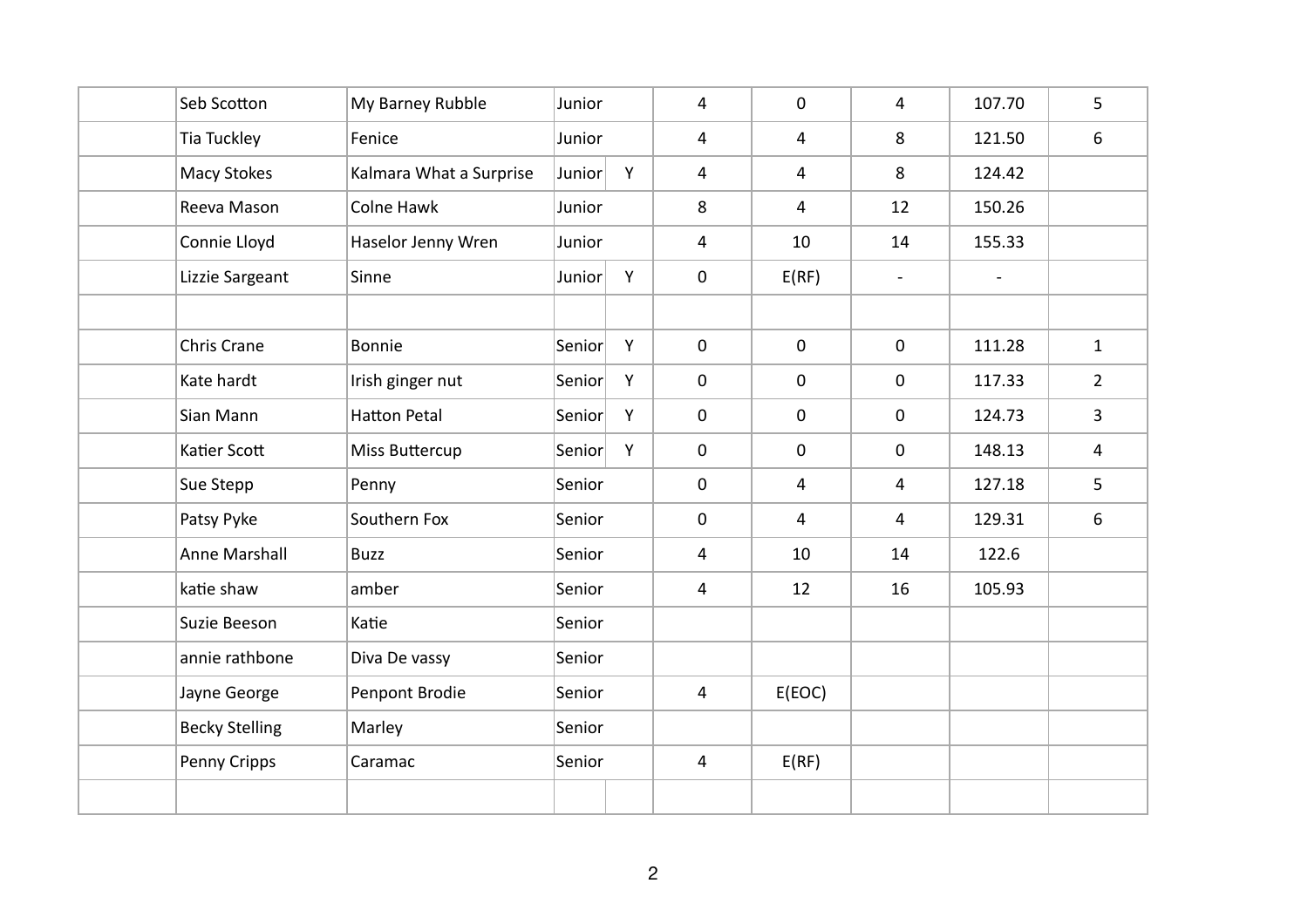| | | | | | | | | | |
|---|---|---|---|---|---|---|---|---|---|
| | Seb Scotton | My Barney Rubble | Junior | | 4 | 0 | 4 | 107.70 | 5 |
| | Tia Tuckley | Fenice | Junior | | 4 | 4 | 8 | 121.50 | 6 |
| | Macy Stokes | Kalmara What a Surprise | Junior | Y | 4 | 4 | 8 | 124.42 | |
| | Reeva Mason | Colne Hawk | Junior | | 8 | 4 | 12 | 150.26 | |
| | Connie Lloyd | Haselor Jenny Wren | Junior | | 4 | 10 | 14 | 155.33 | |
| | Lizzie Sargeant | Sinne | Junior | Y | 0 | E(RF) | - | - | |
| | | | | | | | | | |
| | Chris Crane | Bonnie | Senior | Y | 0 | 0 | 0 | 111.28 | 1 |
| | Kate hardt | Irish ginger nut | Senior | Y | 0 | 0 | 0 | 117.33 | 2 |
| | Sian Mann | Hatton Petal | Senior | Y | 0 | 0 | 0 | 124.73 | 3 |
| | Katier Scott | Miss Buttercup | Senior | Y | 0 | 0 | 0 | 148.13 | 4 |
| | Sue Stepp | Penny | Senior | | 0 | 4 | 4 | 127.18 | 5 |
| | Patsy Pyke | Southern Fox | Senior | | 0 | 4 | 4 | 129.31 | 6 |
| | Anne Marshall | Buzz | Senior | | 4 | 10 | 14 | 122.6 | |
| | katie shaw | amber | Senior | | 4 | 12 | 16 | 105.93 | |
| | Suzie Beeson | Katie | Senior | | | | | | |
| | annie rathbone | Diva De vassy | Senior | | | | | | |
| | Jayne George | Penpont Brodie | Senior | | 4 | E(EOC) | | | |
| | Becky Stelling | Marley | Senior | | | | | | |
| | Penny Cripps | Caramac | Senior | | 4 | E(RF) | | | |
| | | | | | | | | | |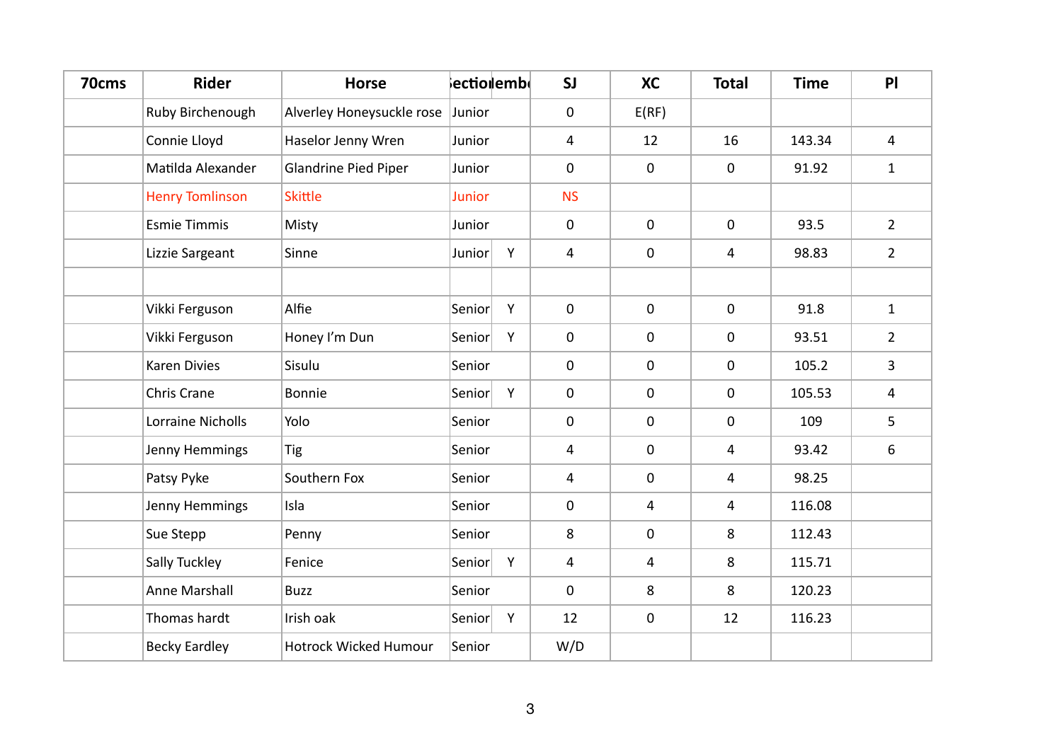| 70cms | Rider | Horse | ;ectio | lembı | SJ | XC | Total | Time | Pl |
|---|---|---|---|---|---|---|---|---|---|
| | Ruby Birchenough | Alverley Honeysuckle rose | Junior | | 0 | E(RF) | | | |
| | Connie Lloyd | Haselor Jenny Wren | Junior | | 4 | 12 | 16 | 143.34 | 4 |
| | Matilda Alexander | Glandrine Pied Piper | Junior | | 0 | 0 | 0 | 91.92 | 1 |
| | Henry Tomlinson | Skittle | Junior | | NS | | | | |
| | Esmie Timmis | Misty | Junior | | 0 | 0 | 0 | 93.5 | 2 |
| | Lizzie Sargeant | Sinne | Junior | Y | 4 | 0 | 4 | 98.83 | 2 |
| | | | | | | | | | |
| | Vikki Ferguson | Alfie | Senior | Y | 0 | 0 | 0 | 91.8 | 1 |
| | Vikki Ferguson | Honey I'm Dun | Senior | Y | 0 | 0 | 0 | 93.51 | 2 |
| | Karen Divies | Sisulu | Senior | | 0 | 0 | 0 | 105.2 | 3 |
| | Chris Crane | Bonnie | Senior | Y | 0 | 0 | 0 | 105.53 | 4 |
| | Lorraine Nicholls | Yolo | Senior | | 0 | 0 | 0 | 109 | 5 |
| | Jenny Hemmings | Tig | Senior | | 4 | 0 | 4 | 93.42 | 6 |
| | Patsy Pyke | Southern Fox | Senior | | 4 | 0 | 4 | 98.25 | |
| | Jenny Hemmings | Isla | Senior | | 0 | 4 | 4 | 116.08 | |
| | Sue Stepp | Penny | Senior | | 8 | 0 | 8 | 112.43 | |
| | Sally Tuckley | Fenice | Senior | Y | 4 | 4 | 8 | 115.71 | |
| | Anne Marshall | Buzz | Senior | | 0 | 8 | 8 | 120.23 | |
| | Thomas hardt | Irish oak | Senior | Y | 12 | 0 | 12 | 116.23 | |
| | Becky Eardley | Hotrock Wicked Humour | Senior | | W/D | | | | |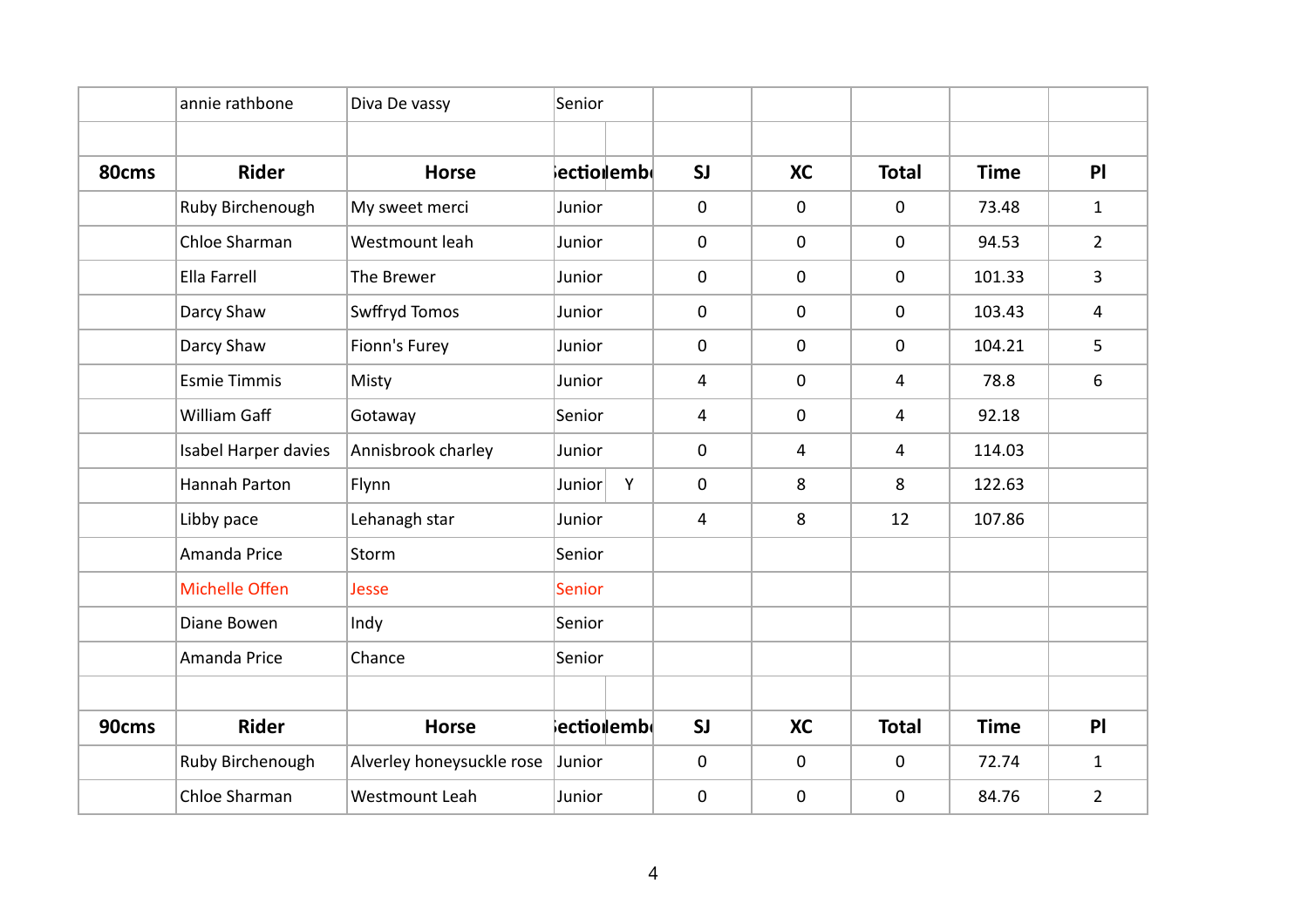| | annie rathbone | Diva De vassy | Senior | | | | | | |
|---|---|---|---|---|---|---|---|---|---|
| | | | | | | | | | |
| **80cms** | **Rider** | **Horse** | **Section** | **Member** | **SJ** | **XC** | **Total** | **Time** | **Pl** |
| | Ruby Birchenough | My sweet merci | Junior | | 0 | 0 | 0 | 73.48 | 1 |
| | Chloe Sharman | Westmount leah | Junior | | 0 | 0 | 0 | 94.53 | 2 |
| | Ella Farrell | The Brewer | Junior | | 0 | 0 | 0 | 101.33 | 3 |
| | Darcy Shaw | Swffryd Tomos | Junior | | 0 | 0 | 0 | 103.43 | 4 |
| | Darcy Shaw | Fionn's Furey | Junior | | 0 | 0 | 0 | 104.21 | 5 |
| | Esmie Timmis | Misty | Junior | | 4 | 0 | 4 | 78.8 | 6 |
| | William Gaff | Gotaway | Senior | | 4 | 0 | 4 | 92.18 | |
| | Isabel Harper davies | Annisbrook charley | Junior | | 0 | 4 | 4 | 114.03 | |
| | Hannah Parton | Flynn | Junior | Y | 0 | 8 | 8 | 122.63 | |
| | Libby pace | Lehanagh star | Junior | | 4 | 8 | 12 | 107.86 | |
| | Amanda Price | Storm | Senior | | | | | | |
| | Michelle Offen | Jesse | Senior | | | | | | |
| | Diane Bowen | Indy | Senior | | | | | | |
| | Amanda Price | Chance | Senior | | | | | | |
| | | | | | | | | | |
| **90cms** | **Rider** | **Horse** | **Section** | **Member** | **SJ** | **XC** | **Total** | **Time** | **Pl** |
| | Ruby Birchenough | Alverley honeysuckle rose | Junior | | 0 | 0 | 0 | 72.74 | 1 |
| | Chloe Sharman | Westmount Leah | Junior | | 0 | 0 | 0 | 84.76 | 2 |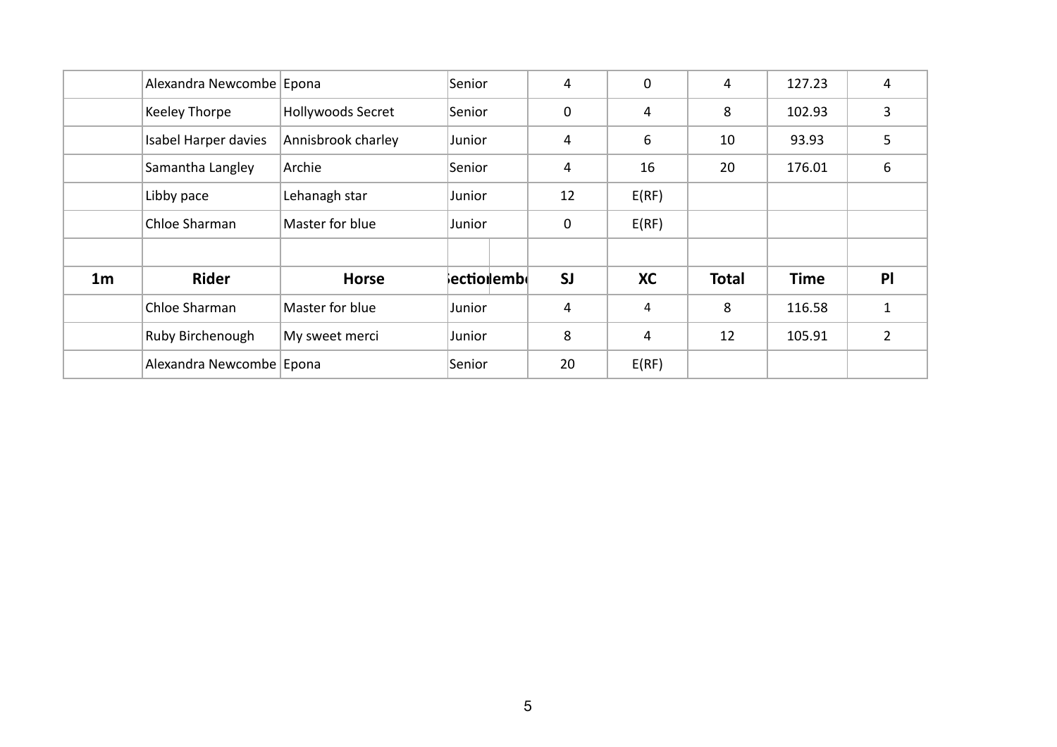| | | | | | | | | | |
|---|---|---|---|---|---|---|---|---|---|
| | Alexandra Newcombe | Epona | Senior | | 4 | 0 | 4 | 127.23 | 4 |
| | Keeley Thorpe | Hollywoods Secret | Senior | | 0 | 4 | 8 | 102.93 | 3 |
| | Isabel Harper davies | Annisbrook charley | Junior | | 4 | 6 | 10 | 93.93 | 5 |
| | Samantha Langley | Archie | Senior | | 4 | 16 | 20 | 176.01 | 6 |
| | Libby pace | Lehanagh star | Junior | | 12 | E(RF) | | | |
| | Chloe Sharman | Master for blue | Junior | | 0 | E(RF) | | | |
| | | | | | | | | | |
| **1m** | **Rider** | **Horse** | **Section** | **Member** | **SJ** | **XC** | **Total** | **Time** | **Pl** |
| | Chloe Sharman | Master for blue | Junior | | 4 | 4 | 8 | 116.58 | 1 |
| | Ruby Birchenough | My sweet merci | Junior | | 8 | 4 | 12 | 105.91 | 2 |
| | Alexandra Newcombe | Epona | Senior | | 20 | E(RF) | | | |